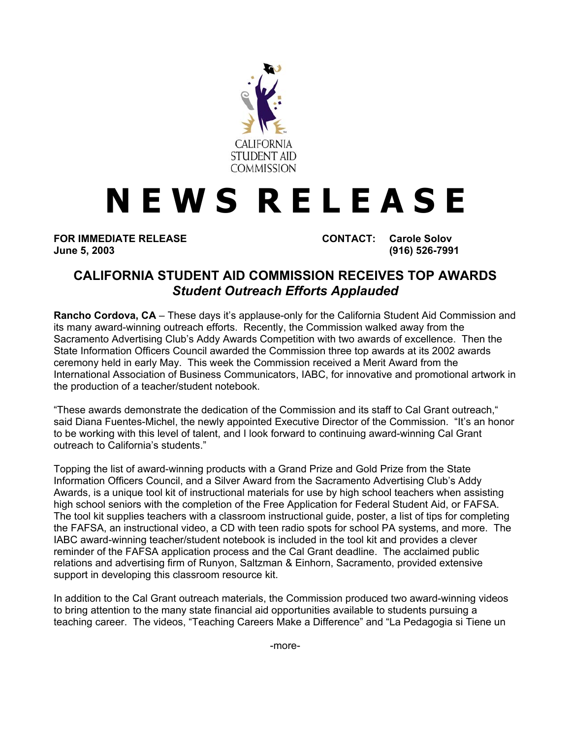CALIFORNIA STUDENT AID COMMISSION

# NEWS RELEASE

**FOR IMMEDIATE RELEASE**
**June 5, 2003**

**CONTACT: Carole Solov**
**(916) 526-7991**

## CALIFORNIA STUDENT AID COMMISSION RECEIVES TOP AWARDS
### *Student Outreach Efforts Applauded*

**Rancho Cordova, CA** – These days it's applause-only for the California Student Aid Commission and its many award-winning outreach efforts. Recently, the Commission walked away from the Sacramento Advertising Club's Addy Awards Competition with two awards of excellence. Then the State Information Officers Council awarded the Commission three top awards at its 2002 awards ceremony held in early May. This week the Commission received a Merit Award from the International Association of Business Communicators, IABC, for innovative and promotional artwork in the production of a teacher/student notebook.

"These awards demonstrate the dedication of the Commission and its staff to Cal Grant outreach," said Diana Fuentes-Michel, the newly appointed Executive Director of the Commission. "It's an honor to be working with this level of talent, and I look forward to continuing award-winning Cal Grant outreach to California's students."

Topping the list of award-winning products with a Grand Prize and Gold Prize from the State Information Officers Council, and a Silver Award from the Sacramento Advertising Club's Addy Awards, is a unique tool kit of instructional materials for use by high school teachers when assisting high school seniors with the completion of the Free Application for Federal Student Aid, or FAFSA. The tool kit supplies teachers with a classroom instructional guide, poster, a list of tips for completing the FAFSA, an instructional video, a CD with teen radio spots for school PA systems, and more. The IABC award-winning teacher/student notebook is included in the tool kit and provides a clever reminder of the FAFSA application process and the Cal Grant deadline. The acclaimed public relations and advertising firm of Runyon, Saltzman & Einhorn, Sacramento, provided extensive support in developing this classroom resource kit.

In addition to the Cal Grant outreach materials, the Commission produced two award-winning videos to bring attention to the many state financial aid opportunities available to students pursuing a teaching career. The videos, "Teaching Careers Make a Difference" and "La Pedagogia si Tiene un

-more-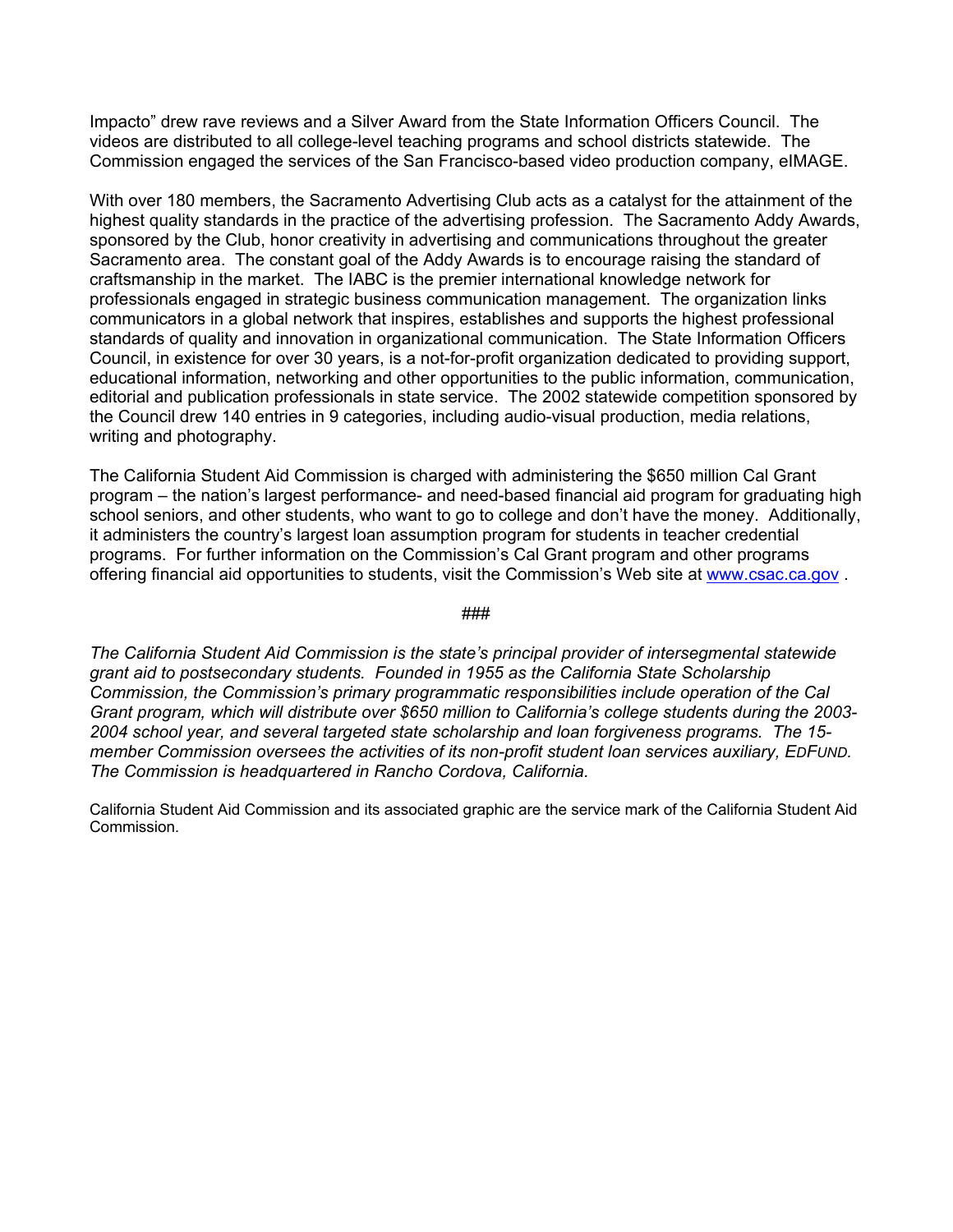Impacto" drew rave reviews and a Silver Award from the State Information Officers Council. The videos are distributed to all college-level teaching programs and school districts statewide. The Commission engaged the services of the San Francisco-based video production company, eIMAGE.

With over 180 members, the Sacramento Advertising Club acts as a catalyst for the attainment of the highest quality standards in the practice of the advertising profession. The Sacramento Addy Awards, sponsored by the Club, honor creativity in advertising and communications throughout the greater Sacramento area. The constant goal of the Addy Awards is to encourage raising the standard of craftsmanship in the market. The IABC is the premier international knowledge network for professionals engaged in strategic business communication management. The organization links communicators in a global network that inspires, establishes and supports the highest professional standards of quality and innovation in organizational communication. The State Information Officers Council, in existence for over 30 years, is a not-for-profit organization dedicated to providing support, educational information, networking and other opportunities to the public information, communication, editorial and publication professionals in state service. The 2002 statewide competition sponsored by the Council drew 140 entries in 9 categories, including audio-visual production, media relations, writing and photography.

The California Student Aid Commission is charged with administering the $650 million Cal Grant program – the nation's largest performance- and need-based financial aid program for graduating high school seniors, and other students, who want to go to college and don't have the money. Additionally, it administers the country's largest loan assumption program for students in teacher credential programs. For further information on the Commission's Cal Grant program and other programs offering financial aid opportunities to students, visit the Commission's Web site at www.csac.ca.gov .

###

*The California Student Aid Commission is the state's principal provider of intersegmental statewide grant aid to postsecondary students. Founded in 1955 as the California State Scholarship Commission, the Commission's primary programmatic responsibilities include operation of the Cal Grant program, which will distribute over $650 million to California's college students during the 2003-2004 school year, and several targeted state scholarship and loan forgiveness programs. The 15-member Commission oversees the activities of its non-profit student loan services auxiliary, EDFUND. The Commission is headquartered in Rancho Cordova, California.*

California Student Aid Commission and its associated graphic are the service mark of the California Student Aid Commission.